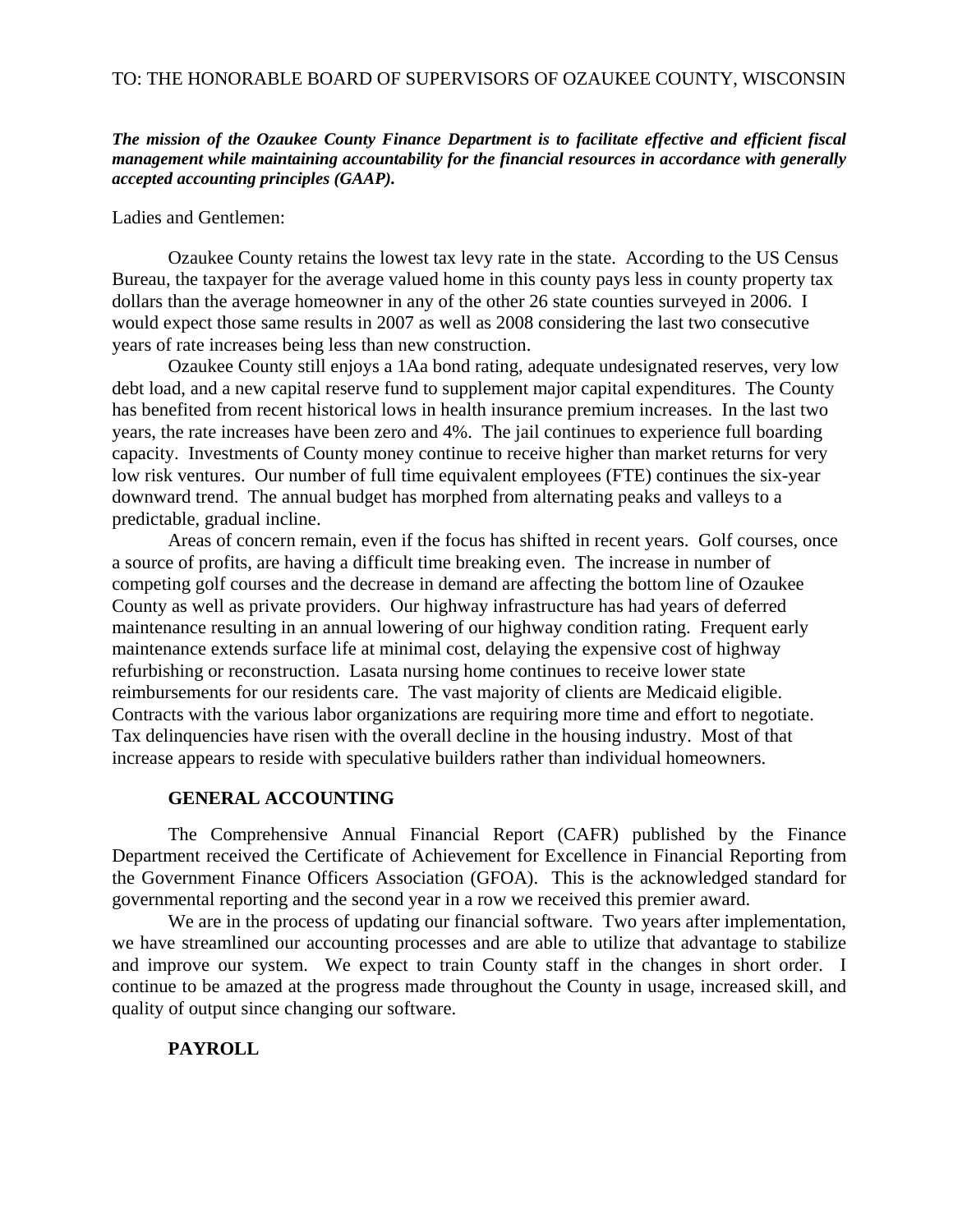TO: THE HONORABLE BOARD OF SUPERVISORS OF OZAUKEE COUNTY, WISCONSIN

***The mission of the Ozaukee County Finance Department is to facilitate effective and efficient fiscal management while maintaining accountability for the financial resources in accordance with generally accepted accounting principles (GAAP).***

Ladies and Gentlemen:

Ozaukee County retains the lowest tax levy rate in the state. According to the US Census Bureau, the taxpayer for the average valued home in this county pays less in county property tax dollars than the average homeowner in any of the other 26 state counties surveyed in 2006. I would expect those same results in 2007 as well as 2008 considering the last two consecutive years of rate increases being less than new construction.

Ozaukee County still enjoys a 1Aa bond rating, adequate undesignated reserves, very low debt load, and a new capital reserve fund to supplement major capital expenditures. The County has benefited from recent historical lows in health insurance premium increases. In the last two years, the rate increases have been zero and 4%. The jail continues to experience full boarding capacity. Investments of County money continue to receive higher than market returns for very low risk ventures. Our number of full time equivalent employees (FTE) continues the six-year downward trend. The annual budget has morphed from alternating peaks and valleys to a predictable, gradual incline.

Areas of concern remain, even if the focus has shifted in recent years. Golf courses, once a source of profits, are having a difficult time breaking even. The increase in number of competing golf courses and the decrease in demand are affecting the bottom line of Ozaukee County as well as private providers. Our highway infrastructure has had years of deferred maintenance resulting in an annual lowering of our highway condition rating. Frequent early maintenance extends surface life at minimal cost, delaying the expensive cost of highway refurbishing or reconstruction. Lasata nursing home continues to receive lower state reimbursements for our residents care. The vast majority of clients are Medicaid eligible. Contracts with the various labor organizations are requiring more time and effort to negotiate. Tax delinquencies have risen with the overall decline in the housing industry. Most of that increase appears to reside with speculative builders rather than individual homeowners.

## GENERAL ACCOUNTING

The Comprehensive Annual Financial Report (CAFR) published by the Finance Department received the Certificate of Achievement for Excellence in Financial Reporting from the Government Finance Officers Association (GFOA). This is the acknowledged standard for governmental reporting and the second year in a row we received this premier award.

We are in the process of updating our financial software. Two years after implementation, we have streamlined our accounting processes and are able to utilize that advantage to stabilize and improve our system. We expect to train County staff in the changes in short order. I continue to be amazed at the progress made throughout the County in usage, increased skill, and quality of output since changing our software.

## PAYROLL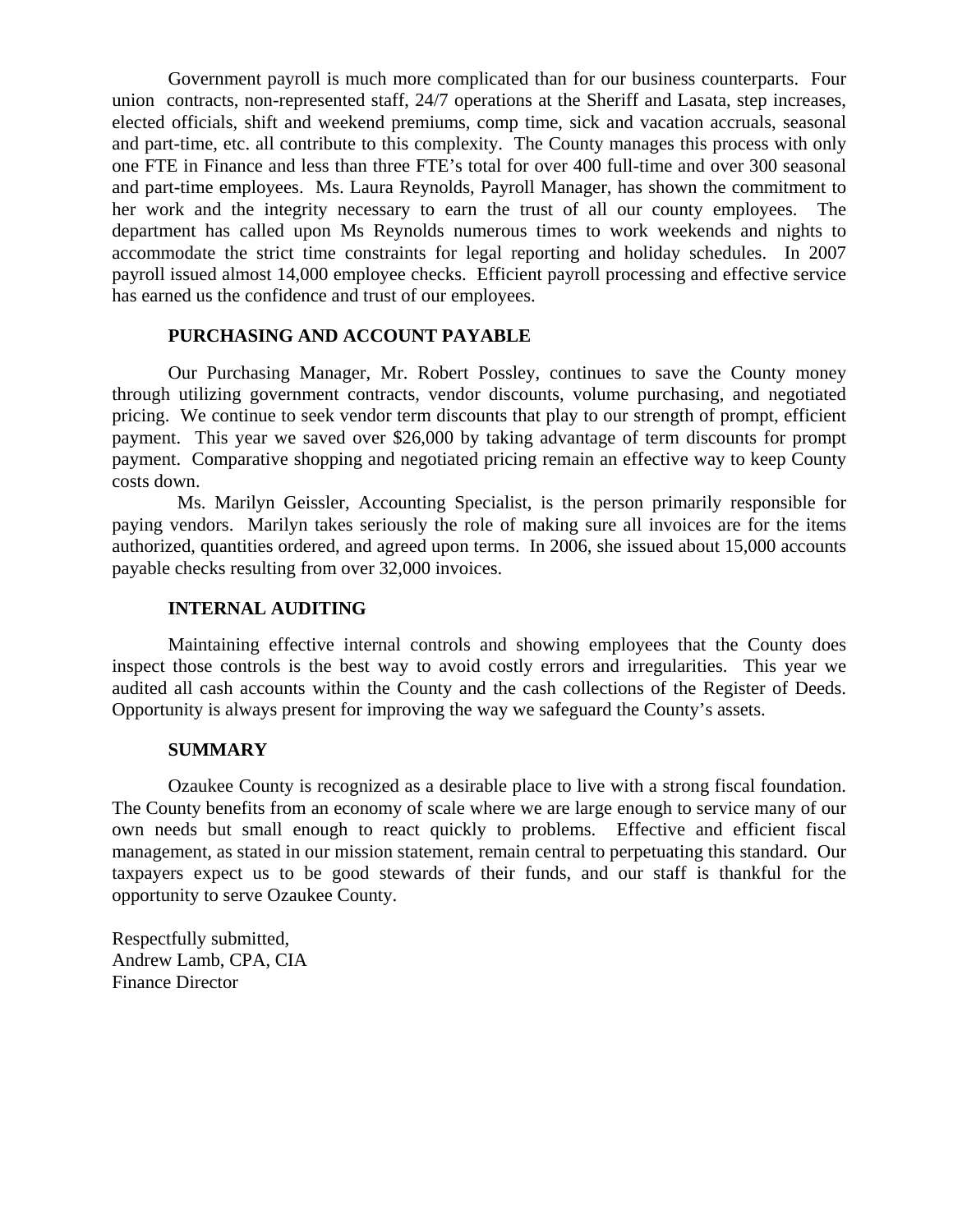Government payroll is much more complicated than for our business counterparts. Four union contracts, non-represented staff, 24/7 operations at the Sheriff and Lasata, step increases, elected officials, shift and weekend premiums, comp time, sick and vacation accruals, seasonal and part-time, etc. all contribute to this complexity. The County manages this process with only one FTE in Finance and less than three FTE's total for over 400 full-time and over 300 seasonal and part-time employees. Ms. Laura Reynolds, Payroll Manager, has shown the commitment to her work and the integrity necessary to earn the trust of all our county employees. The department has called upon Ms Reynolds numerous times to work weekends and nights to accommodate the strict time constraints for legal reporting and holiday schedules. In 2007 payroll issued almost 14,000 employee checks. Efficient payroll processing and effective service has earned us the confidence and trust of our employees.

**PURCHASING AND ACCOUNT PAYABLE**

Our Purchasing Manager, Mr. Robert Possley, continues to save the County money through utilizing government contracts, vendor discounts, volume purchasing, and negotiated pricing. We continue to seek vendor term discounts that play to our strength of prompt, efficient payment. This year we saved over $26,000 by taking advantage of term discounts for prompt payment. Comparative shopping and negotiated pricing remain an effective way to keep County costs down.

Ms. Marilyn Geissler, Accounting Specialist, is the person primarily responsible for paying vendors. Marilyn takes seriously the role of making sure all invoices are for the items authorized, quantities ordered, and agreed upon terms. In 2006, she issued about 15,000 accounts payable checks resulting from over 32,000 invoices.

**INTERNAL AUDITING**

Maintaining effective internal controls and showing employees that the County does inspect those controls is the best way to avoid costly errors and irregularities. This year we audited all cash accounts within the County and the cash collections of the Register of Deeds. Opportunity is always present for improving the way we safeguard the County's assets.

**SUMMARY**

Ozaukee County is recognized as a desirable place to live with a strong fiscal foundation. The County benefits from an economy of scale where we are large enough to service many of our own needs but small enough to react quickly to problems. Effective and efficient fiscal management, as stated in our mission statement, remain central to perpetuating this standard. Our taxpayers expect us to be good stewards of their funds, and our staff is thankful for the opportunity to serve Ozaukee County.

Respectfully submitted,
Andrew Lamb, CPA, CIA
Finance Director